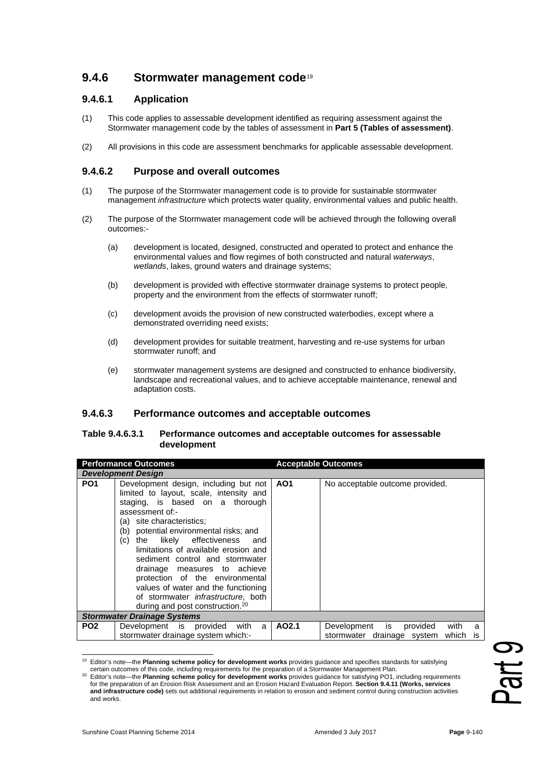## 9.4.6 Stormwater management code[19]

### 9.4.6.1 Application

(1) This code applies to assessable development identified as requiring assessment against the Stormwater management code by the tables of assessment in **Part 5 (Tables of assessment)**.

(2) All provisions in this code are assessment benchmarks for applicable assessable development.

### 9.4.6.2 Purpose and overall outcomes

(1) The purpose of the Stormwater management code is to provide for sustainable stormwater management *infrastructure* which protects water quality, environmental values and public health.

(2) The purpose of the Stormwater management code will be achieved through the following overall outcomes:-

(a) development is located, designed, constructed and operated to protect and enhance the environmental values and flow regimes of both constructed and natural *waterways*, *wetlands*, lakes, ground waters and drainage systems;

(b) development is provided with effective stormwater drainage systems to protect people, property and the environment from the effects of stormwater runoff;

(c) development avoids the provision of new constructed waterbodies, except where a demonstrated overriding need exists;

(d) development provides for suitable treatment, harvesting and re-use systems for urban stormwater runoff; and

(e) stormwater management systems are designed and constructed to enhance biodiversity, landscape and recreational values, and to achieve acceptable maintenance, renewal and adaptation costs.

### 9.4.6.3 Performance outcomes and acceptable outcomes

**Table 9.4.6.3.1 Performance outcomes and acceptable outcomes for assessable development**

| Performance Outcomes | | Acceptable Outcomes | |
|---|---|---|---|
| ***Development Design*** | | | |
| **PO1** | Development design, including but not limited to layout, scale, intensity and staging, is based on a thorough assessment of:-<br>(a) site characteristics;<br>(b) potential environmental risks; and<br>(c) the likely effectiveness and limitations of available erosion and sediment control and stormwater drainage measures to achieve protection of the environmental values of water and the functioning of stormwater *infrastructure*, both during and post construction.[20] | **AO1** | No acceptable outcome provided. |
| ***Stormwater Drainage Systems*** | | | |
| **PO2** | Development is provided with a stormwater drainage system which:- | **AO2.1** | Development is provided with a stormwater drainage system which is |

[19] Editor's note—the **Planning scheme policy for development works** provides guidance and specifies standards for satisfying certain outcomes of this code, including requirements for the preparation of a Stormwater Management Plan.

[20] Editor's note—the **Planning scheme policy for development works** provides guidance for satisfying PO1, including requirements for the preparation of an Erosion Risk Assessment and an Erosion Hazard Evaluation Report. **Section 9.4.11 (Works, services and infrastructure code)** sets out additional requirements in relation to erosion and sediment control during construction activities and works.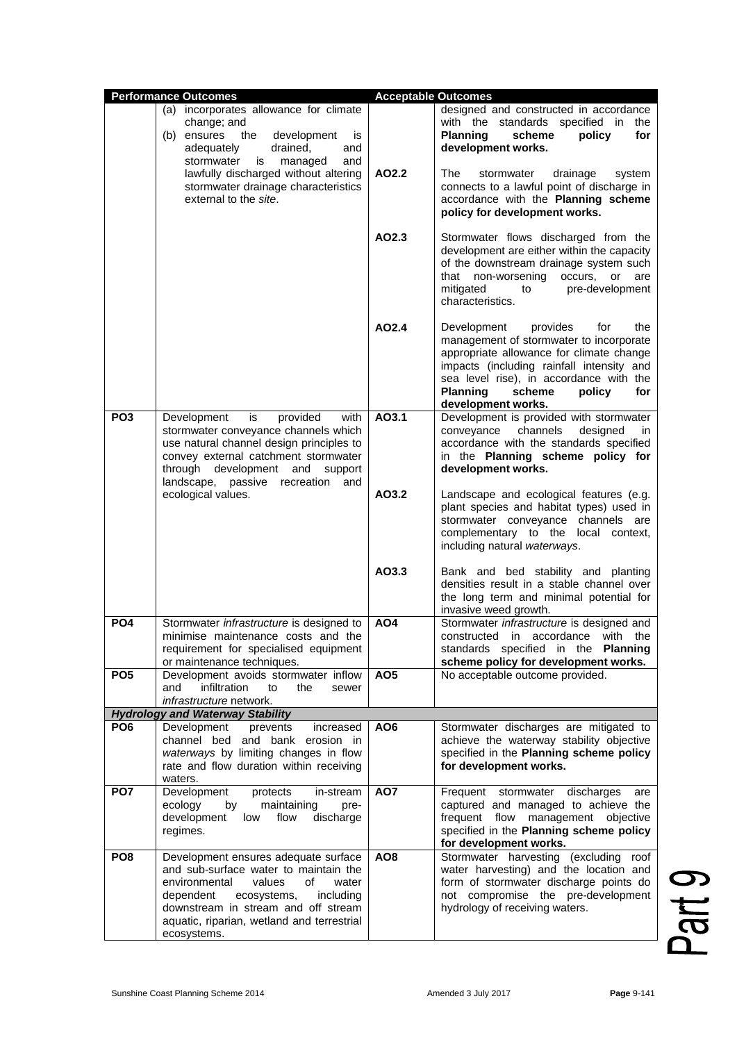| Performance Outcomes | | Acceptable Outcomes | |
|---|---|---|---|
| | (a) incorporates allowance for climate change; and<br>(b) ensures the development is adequately drained, and stormwater is managed and lawfully discharged without altering stormwater drainage characteristics external to the *site*. | | designed and constructed in accordance with the standards specified in the **Planning scheme policy for development works.** |
| | | AO2.2 | The stormwater drainage system connects to a lawful point of discharge in accordance with the **Planning scheme policy for development works.** |
| | | AO2.3 | Stormwater flows discharged from the development are either within the capacity of the downstream drainage system such that non-worsening occurs, or are mitigated to pre-development characteristics. |
| | | AO2.4 | Development provides for the management of stormwater to incorporate appropriate allowance for climate change impacts (including rainfall intensity and sea level rise), in accordance with the **Planning scheme policy for development works.** |
| **PO3** | Development is provided with stormwater conveyance channels which use natural channel design principles to convey external catchment stormwater through development and support landscape, passive recreation and ecological values. | **AO3.1** | Development is provided with stormwater conveyance channels designed in accordance with the standards specified in the **Planning scheme policy for development works.** |
| | | AO3.2 | Landscape and ecological features (e.g. plant species and habitat types) used in stormwater conveyance channels are complementary to the local context, including natural *waterways*. |
| | | AO3.3 | Bank and bed stability and planting densities result in a stable channel over the long term and minimal potential for invasive weed growth. |
| **PO4** | Stormwater *infrastructure* is designed to minimise maintenance costs and the requirement for specialised equipment or maintenance techniques. | **AO4** | Stormwater *infrastructure* is designed and constructed in accordance with the standards specified in the **Planning scheme policy for development works.** |
| **PO5** | Development avoids stormwater inflow and infiltration to the sewer *infrastructure* network. | **AO5** | No acceptable outcome provided. |
| ***Hydrology and Waterway Stability*** | | | |
| **PO6** | Development prevents increased channel bed and bank erosion in *waterways* by limiting changes in flow rate and flow duration within receiving waters. | **AO6** | Stormwater discharges are mitigated to achieve the waterway stability objective specified in the **Planning scheme policy for development works.** |
| **PO7** | Development protects in-stream ecology by maintaining pre-development low flow discharge regimes. | **AO7** | Frequent stormwater discharges are captured and managed to achieve the frequent flow management objective specified in the **Planning scheme policy for development works.** |
| **PO8** | Development ensures adequate surface and sub-surface water to maintain the environmental values of water dependent ecosystems, including downstream in stream and off stream aquatic, riparian, wetland and terrestrial ecosystems. | **AO8** | Stormwater harvesting (excluding roof water harvesting) and the location and form of stormwater discharge points do not compromise the pre-development hydrology of receiving waters. |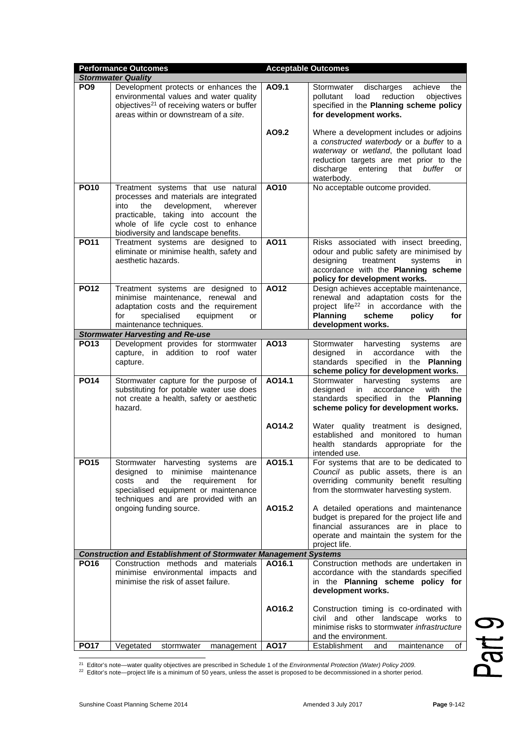| Performance Outcomes | | Acceptable Outcomes | |
|---|---|---|---|
| ***Stormwater Quality*** | | | |
| **PO9** | Development protects or enhances the environmental values and water quality objectives[21] of receiving waters or buffer areas within or downstream of a *site*. | **AO9.1** | Stormwater discharges achieve the pollutant load reduction objectives specified in the **Planning scheme policy for development works.** |
| | | **AO9.2** | Where a development includes or adjoins a *constructed waterbody* or a *buffer* to a *waterway* or *wetland*, the pollutant load reduction targets are met prior to the discharge entering that *buffer* or waterbody. |
| **PO10** | Treatment systems that use natural processes and materials are integrated into the development, wherever practicable, taking into account the whole of life cycle cost to enhance biodiversity and landscape benefits. | **AO10** | No acceptable outcome provided. |
| **PO11** | Treatment systems are designed to eliminate or minimise health, safety and aesthetic hazards. | **AO11** | Risks associated with insect breeding, odour and public safety are minimised by designing treatment systems in accordance with the **Planning scheme policy for development works.** |
| **PO12** | Treatment systems are designed to minimise maintenance, renewal and adaptation costs and the requirement for specialised equipment or maintenance techniques. | **AO12** | Design achieves acceptable maintenance, renewal and adaptation costs for the project life[22] in accordance with the **Planning scheme policy for development works.** |
| ***Stormwater Harvesting and Re-use*** | | | |
| **PO13** | Development provides for stormwater capture, in addition to roof water capture. | **AO13** | Stormwater harvesting systems are designed in accordance with the standards specified in the **Planning scheme policy for development works.** |
| **PO14** | Stormwater capture for the purpose of substituting for potable water use does not create a health, safety or aesthetic hazard. | **AO14.1** | Stormwater harvesting systems are designed in accordance with the standards specified in the **Planning scheme policy for development works.** |
| | | **AO14.2** | Water quality treatment is designed, established and monitored to human health standards appropriate for the intended use. |
| **PO15** | Stormwater harvesting systems are designed to minimise maintenance costs and the requirement for specialised equipment or maintenance techniques and are provided with an ongoing funding source. | **AO15.1** | For systems that are to be dedicated to *Council* as public assets, there is an overriding community benefit resulting from the stormwater harvesting system. |
| | | **AO15.2** | A detailed operations and maintenance budget is prepared for the project life and financial assurances are in place to operate and maintain the system for the project life. |
| ***Construction and Establishment of Stormwater Management Systems*** | | | |
| **PO16** | Construction methods and materials minimise environmental impacts and minimise the risk of asset failure. | **AO16.1** | Construction methods are undertaken in accordance with the standards specified in the **Planning scheme policy for development works.** |
| | | **AO16.2** | Construction timing is co-ordinated with civil and other landscape works to minimise risks to stormwater *infrastructure* and the environment. |
| **PO17** | Vegetated stormwater management | **AO17** | Establishment and maintenance of |

[21] Editor's note—water quality objectives are prescribed in Schedule 1 of the *Environmental Protection (Water) Policy 2009*.
[22] Editor's note—project life is a minimum of 50 years, unless the asset is proposed to be decommissioned in a shorter period.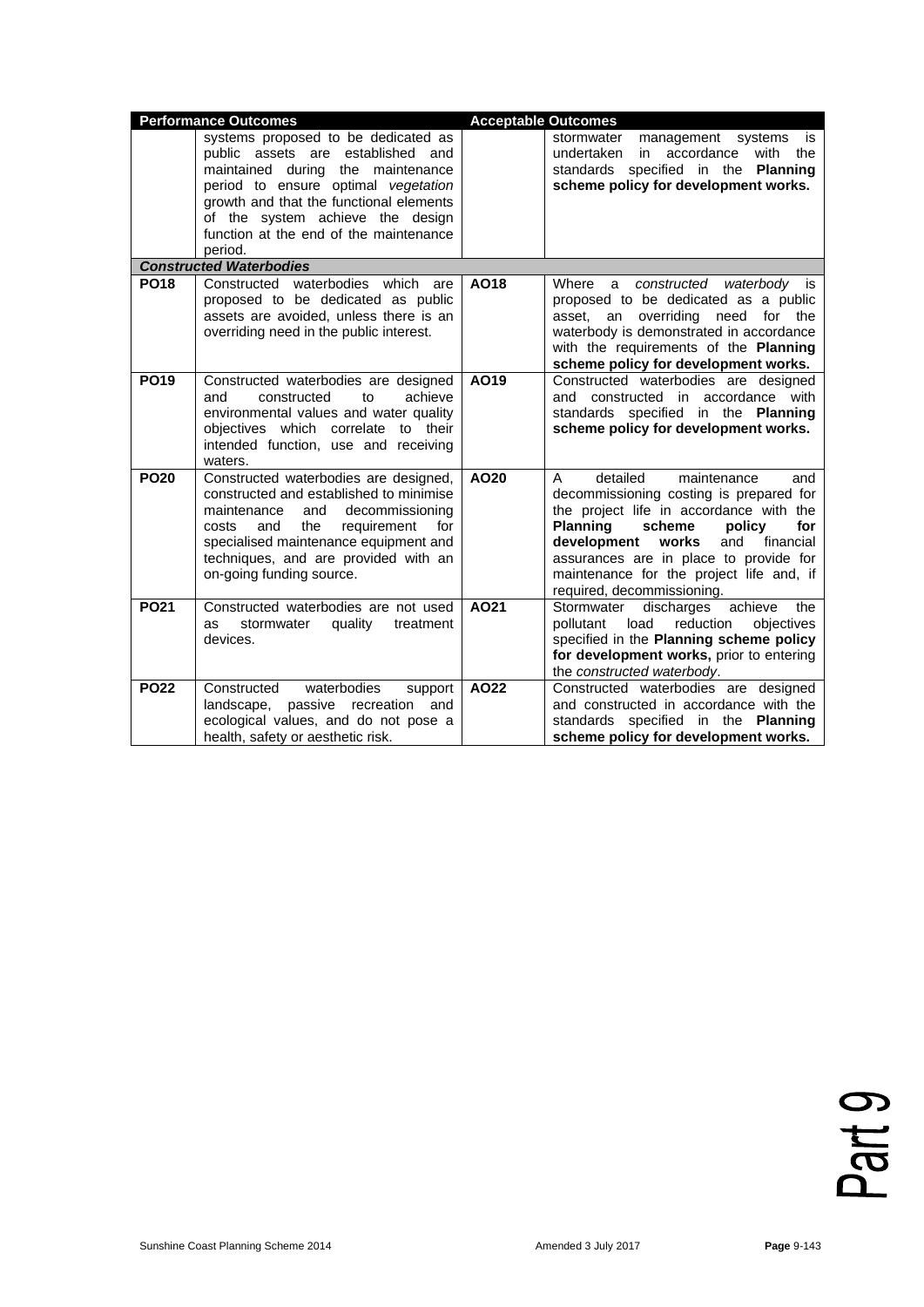| Performance Outcomes | | Acceptable Outcomes | |
|---|---|---|---|
| | systems proposed to be dedicated as public assets are established and maintained during the maintenance period to ensure optimal *vegetation* growth and that the functional elements of the system achieve the design function at the end of the maintenance period. | | stormwater management systems is undertaken in accordance with the standards specified in the **Planning scheme policy for development works.** |
| ***Constructed Waterbodies*** | | | |
| **PO18** | Constructed waterbodies which are proposed to be dedicated as public assets are avoided, unless there is an overriding need in the public interest. | **AO18** | Where a *constructed waterbody* is proposed to be dedicated as a public asset, an overriding need for the waterbody is demonstrated in accordance with the requirements of the **Planning scheme policy for development works.** |
| **PO19** | Constructed waterbodies are designed and constructed to achieve environmental values and water quality objectives which correlate to their intended function, use and receiving waters. | **AO19** | Constructed waterbodies are designed and constructed in accordance with standards specified in the **Planning scheme policy for development works.** |
| **PO20** | Constructed waterbodies are designed, constructed and established to minimise maintenance and decommissioning costs and the requirement for specialised maintenance equipment and techniques, and are provided with an on-going funding source. | **AO20** | A detailed maintenance and decommissioning costing is prepared for the project life in accordance with the **Planning scheme policy for development works** and financial assurances are in place to provide for maintenance for the project life and, if required, decommissioning. |
| **PO21** | Constructed waterbodies are not used as stormwater quality treatment devices. | **AO21** | Stormwater discharges achieve the pollutant load reduction objectives specified in the **Planning scheme policy for development works,** prior to entering the *constructed waterbody*. |
| **PO22** | Constructed waterbodies support landscape, passive recreation and ecological values, and do not pose a health, safety or aesthetic risk. | **AO22** | Constructed waterbodies are designed and constructed in accordance with the standards specified in the **Planning scheme policy for development works.** |